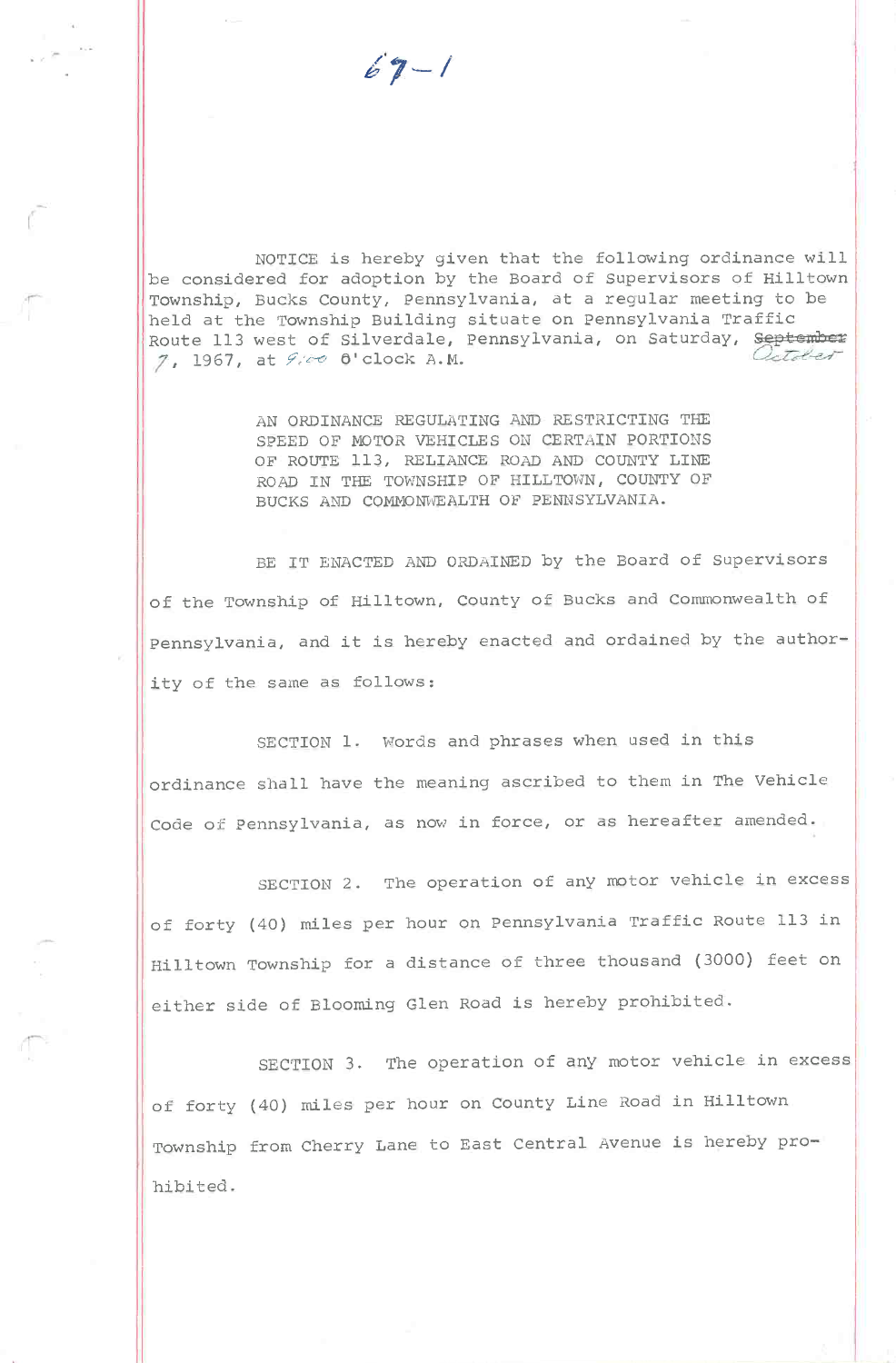67-1

NOTICE is hereby given that the following ordinance will be considered for adoption by the Board of Supervisors of Hilltown Township, Bucks County, Pennsylvania, at a regular meeting to be held at the Township Building situate on Pennsylvania Traffic Route 113 west of Silverdale, Pennsylvania, on Saturday, ~~September~~ October 7, 1967, at 9:00 O'clock A.M.

AN ORDINANCE REGULATING AND RESTRICTING THE SPEED OF MOTOR VEHICLES ON CERTAIN PORTIONS OF ROUTE 113, RELIANCE ROAD AND COUNTY LINE ROAD IN THE TOWNSHIP OF HILLTOWN, COUNTY OF BUCKS AND COMMONWEALTH OF PENNSYLVANIA.

BE IT ENACTED AND ORDAINED by the Board of Supervisors of the Township of Hilltown, County of Bucks and Commonwealth of Pennsylvania, and it is hereby enacted and ordained by the authority of the same as follows:

SECTION 1. Words and phrases when used in this ordinance shall have the meaning ascribed to them in The Vehicle Code of Pennsylvania, as now in force, or as hereafter amended.

SECTION 2. The operation of any motor vehicle in excess of forty (40) miles per hour on Pennsylvania Traffic Route 113 in Hilltown Township for a distance of three thousand (3000) feet on either side of Blooming Glen Road is hereby prohibited.

SECTION 3. The operation of any motor vehicle in excess of forty (40) miles per hour on County Line Road in Hilltown Township from Cherry Lane to East Central Avenue is hereby prohibited.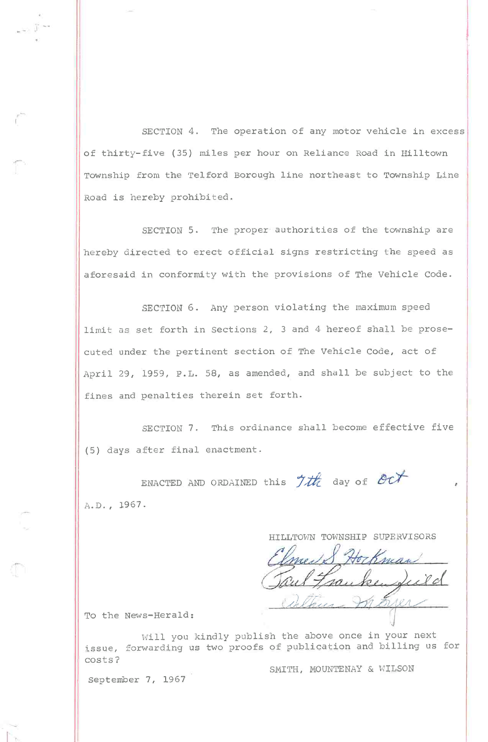SECTION 4. The operation of any motor vehicle in excess of thirty-five (35) miles per hour on Reliance Road in Hilltown Township from the Telford Borough line northeast to Township Line Road is hereby prohibited.

SECTION 5. The proper authorities of the township are hereby directed to erect official signs restricting the speed as aforesaid in conformity with the provisions of The Vehicle Code.

SECTION 6. Any person violating the maximum speed limit as set forth in Sections 2, 3 and 4 hereof shall be prosecuted under the pertinent section of The Vehicle Code, act of April 29, 1959, P.L. 58, as amended, and shall be subject to the fines and penalties therein set forth.

SECTION 7. This ordinance shall become effective five (5) days after final enactment.

ENACTED AND ORDAINED this 7th day of Oct, A.D., 1967.

HILLTOWN TOWNSHIP SUPERVISORS

Elmer S. Hockman

Paul Frankenfield

Walter Moyer

To the News-Herald:

Will you kindly publish the above once in your next issue, forwarding us two proofs of publication and billing us for costs?

SMITH, MOUNTENAY & WILSON

September 7, 1967